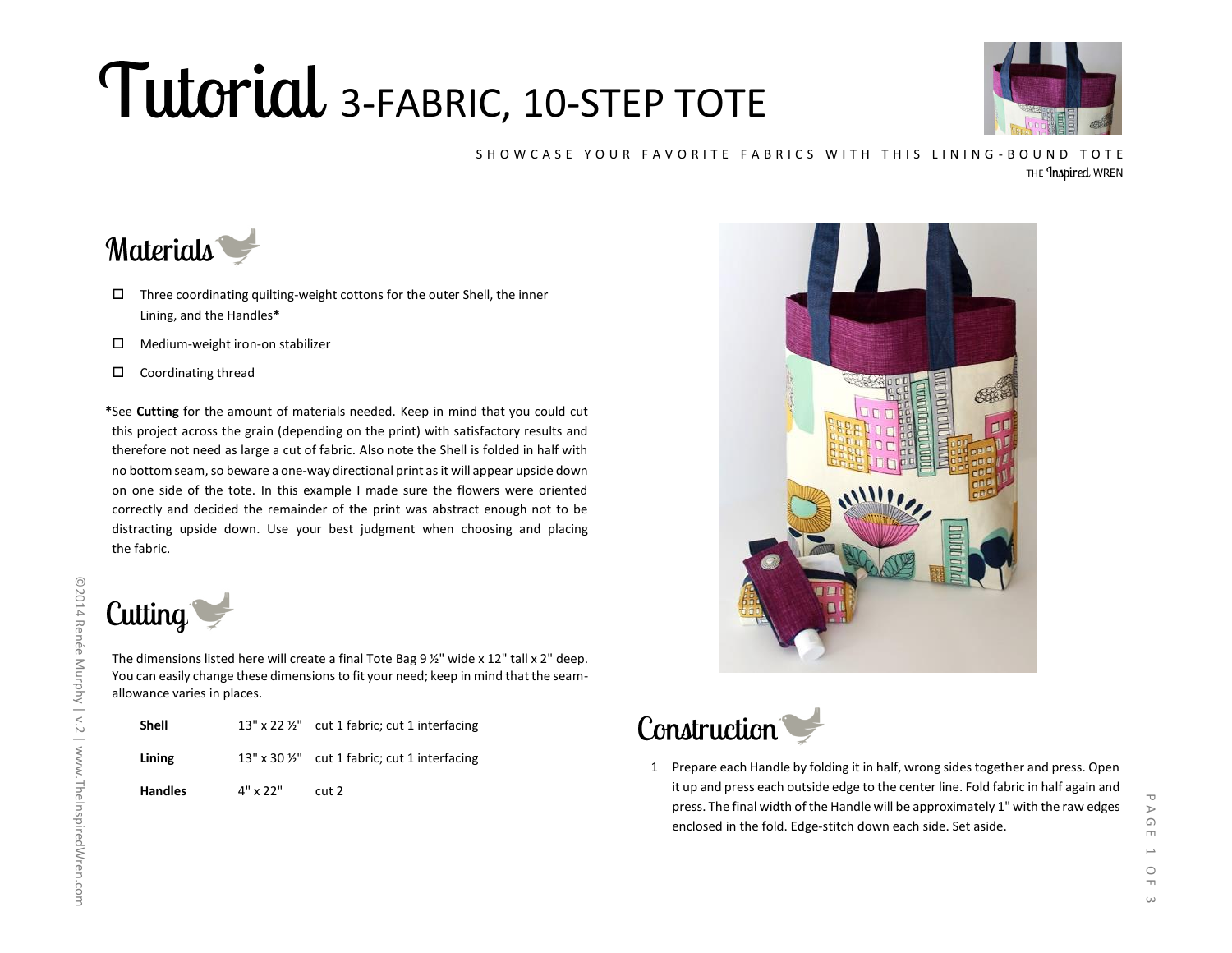# Tutorial 3-FABRIC, 10-STEP TOTE

SHOWCASE YOUR FAVORITE FABRICS WITH THIS LINING-BOUND TOTE

THE Inspired WREN

## Materials

- ☐ Three coordinating quilting-weight cottons for the outer Shell, the inner Lining, and the Handles*
- ☐ Medium-weight iron-on stabilizer
- ☐ Coordinating thread

*See **Cutting** for the amount of materials needed. Keep in mind that you could cut this project across the grain (depending on the print) with satisfactory results and therefore not need as large a cut of fabric. Also note the Shell is folded in half with no bottom seam, so beware a one-way directional print as it will appear upside down on one side of the tote. In this example I made sure the flowers were oriented correctly and decided the remainder of the print was abstract enough not to be distracting upside down. Use your best judgment when choosing and placing the fabric.

## Cutting

The dimensions listed here will create a final Tote Bag 9 ½" wide x 12" tall x 2" deep. You can easily change these dimensions to fit your need; keep in mind that the seam-allowance varies in places.

| | | |
|---|---|---|
| **Shell** | 13" x 22 ½" | cut 1 fabric; cut 1 interfacing |
| **Lining** | 13" x 30 ½" | cut 1 fabric; cut 1 interfacing |
| **Handles** | 4" x 22" | cut 2 |

## Construction

1. Prepare each Handle by folding it in half, wrong sides together and press. Open it up and press each outside edge to the center line. Fold fabric in half again and press. The final width of the Handle will be approximately 1" with the raw edges enclosed in the fold. Edge-stitch down each side. Set aside.

©2014 Renée Murphy | v.2 | www.TheInspiredWren.com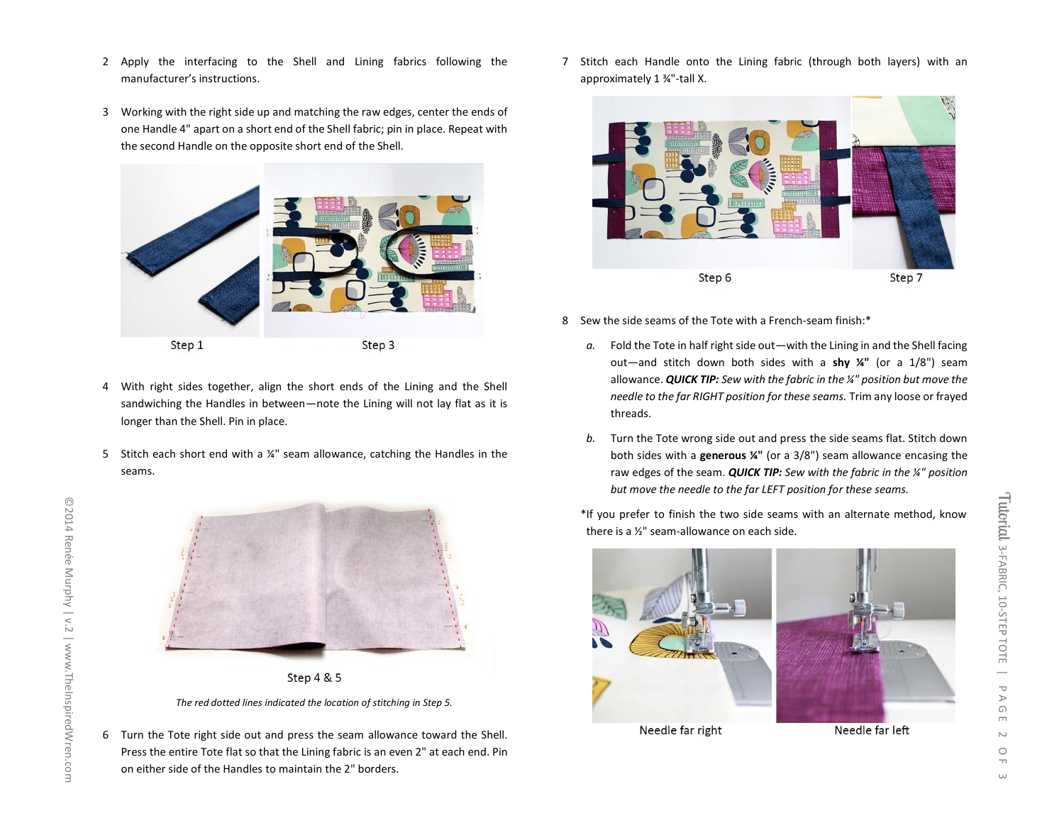2 Apply the interfacing to the Shell and Lining fabrics following the manufacturer's instructions.

3 Working with the right side up and matching the raw edges, center the ends of one Handle 4" apart on a short end of the Shell fabric; pin in place. Repeat with the second Handle on the opposite short end of the Shell.

Step 1

Step 3

4 With right sides together, align the short ends of the Lining and the Shell sandwiching the Handles in between—note the Lining will not lay flat as it is longer than the Shell. Pin in place.

5 Stitch each short end with a ¼" seam allowance, catching the Handles in the seams.

Step 4 & 5

*The red dotted lines indicated the location of stitching in Step 5.*

6 Turn the Tote right side out and press the seam allowance toward the Shell. Press the entire Tote flat so that the Lining fabric is an even 2" at each end. Pin on either side of the Handles to maintain the 2" borders.

7 Stitch each Handle onto the Lining fabric (through both layers) with an approximately 1 ¾"-tall X.

Step 6

Step 7

8 Sew the side seams of the Tote with a French-seam finish:*

*a.* Fold the Tote in half right side out—with the Lining in and the Shell facing out—and stitch down both sides with a **shy ¼"** (or a 1/8") seam allowance. ***QUICK TIP:*** *Sew with the fabric in the ¼" position but move the needle to the far RIGHT position for these seams.* Trim any loose or frayed threads.

*b.* Turn the Tote wrong side out and press the side seams flat. Stitch down both sides with a **generous ¼"** (or a 3/8") seam allowance encasing the raw edges of the seam. ***QUICK TIP:*** *Sew with the fabric in the ¼" position but move the needle to the far LEFT position for these seams.*

*If you prefer to finish the two side seams with an alternate method, know there is a ½" seam-allowance on each side.

Needle far right

Needle far left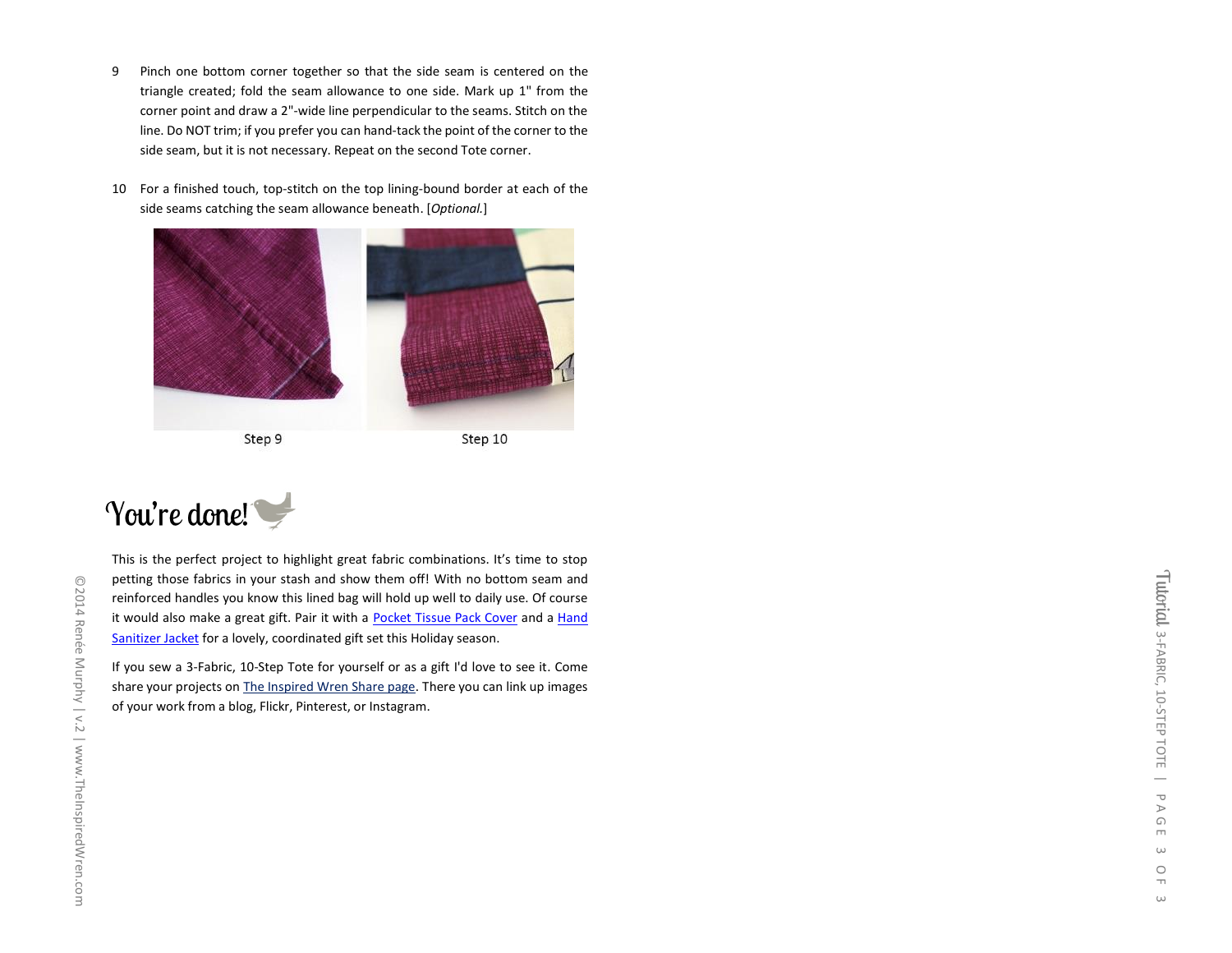9 Pinch one bottom corner together so that the side seam is centered on the triangle created; fold the seam allowance to one side. Mark up 1" from the corner point and draw a 2"-wide line perpendicular to the seams. Stitch on the line. Do NOT trim; if you prefer you can hand-tack the point of the corner to the side seam, but it is not necessary. Repeat on the second Tote corner.

10 For a finished touch, top-stitch on the top lining-bound border at each of the side seams catching the seam allowance beneath. [*Optional.*]

Step 9

Step 10

## You're done!

This is the perfect project to highlight great fabric combinations. It's time to stop petting those fabrics in your stash and show them off! With no bottom seam and reinforced handles you know this lined bag will hold up well to daily use. Of course it would also make a great gift. Pair it with a Pocket Tissue Pack Cover and a Hand Sanitizer Jacket for a lovely, coordinated gift set this Holiday season.

If you sew a 3-Fabric, 10-Step Tote for yourself or as a gift I'd love to see it. Come share your projects on The Inspired Wren Share page. There you can link up images of your work from a blog, Flickr, Pinterest, or Instagram.